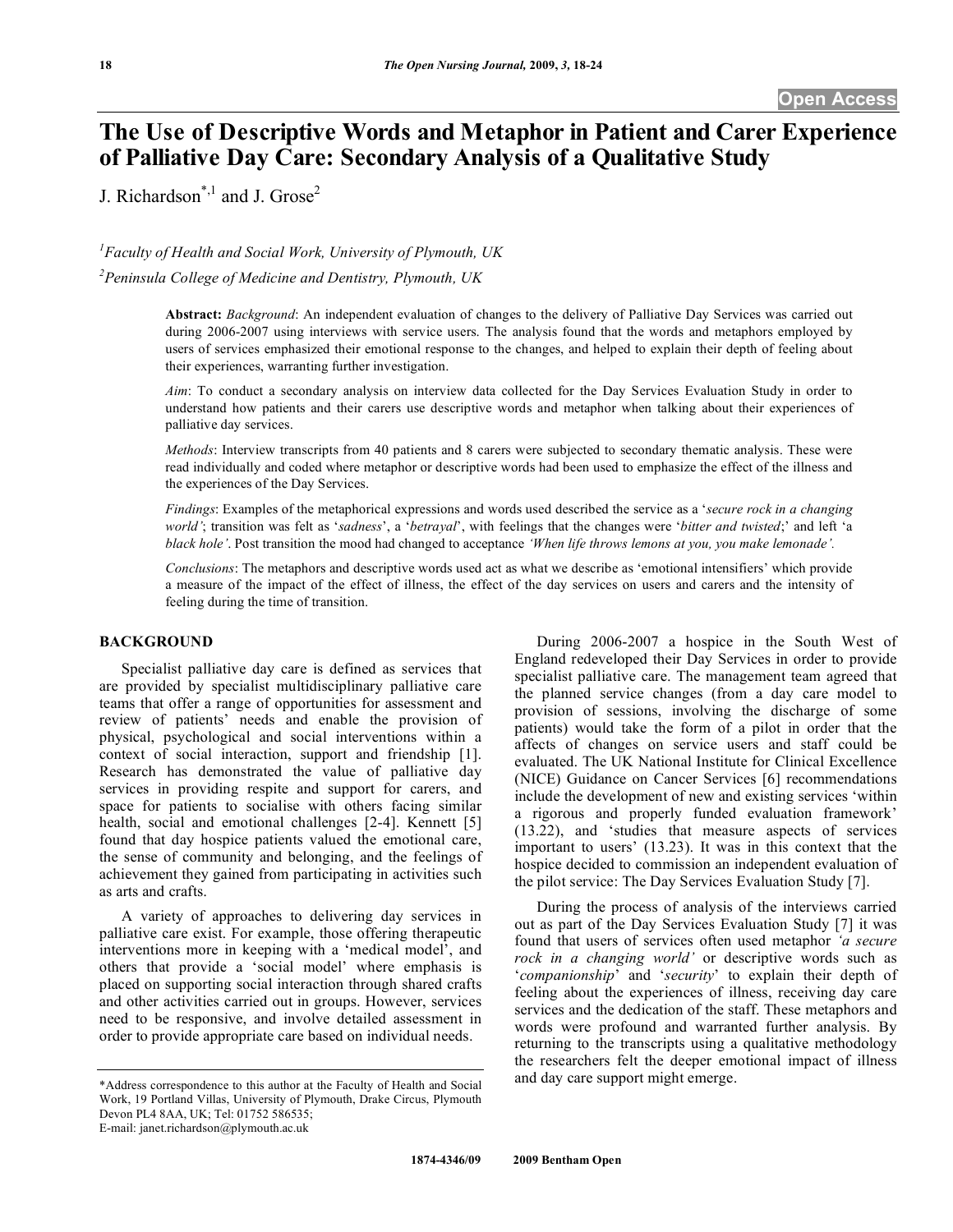# The Use of Descriptive Words and Metaphor in Patient and Carer Experience of Palliative Day Care: Secondary Analysis of a Qualitative Study

J. Richardson*[,1] and J. Grose[2]

[1]*Faculty of Health and Social Work, University of Plymouth, UK*

[2]*Peninsula College of Medicine and Dentistry, Plymouth, UK*

**Abstract:** *Background*: An independent evaluation of changes to the delivery of Palliative Day Services was carried out during 2006-2007 using interviews with service users. The analysis found that the words and metaphors employed by users of services emphasized their emotional response to the changes, and helped to explain their depth of feeling about their experiences, warranting further investigation.

*Aim*: To conduct a secondary analysis on interview data collected for the Day Services Evaluation Study in order to understand how patients and their carers use descriptive words and metaphor when talking about their experiences of palliative day services.

*Methods*: Interview transcripts from 40 patients and 8 carers were subjected to secondary thematic analysis. These were read individually and coded where metaphor or descriptive words had been used to emphasize the effect of the illness and the experiences of the Day Services.

*Findings*: Examples of the metaphorical expressions and words used described the service as a '*secure rock in a changing world'*; transition was felt as '*sadness*', a '*betrayal*', with feelings that the changes were '*bitter and twisted*;' and left 'a *black hole'*. Post transition the mood had changed to acceptance *'When life throws lemons at you, you make lemonade'.*

*Conclusions*: The metaphors and descriptive words used act as what we describe as 'emotional intensifiers' which provide a measure of the impact of the effect of illness, the effect of the day services on users and carers and the intensity of feeling during the time of transition.

## BACKGROUND

Specialist palliative day care is defined as services that are provided by specialist multidisciplinary palliative care teams that offer a range of opportunities for assessment and review of patients' needs and enable the provision of physical, psychological and social interventions within a context of social interaction, support and friendship [1]. Research has demonstrated the value of palliative day services in providing respite and support for carers, and space for patients to socialise with others facing similar health, social and emotional challenges [2-4]. Kennett [5] found that day hospice patients valued the emotional care, the sense of community and belonging, and the feelings of achievement they gained from participating in activities such as arts and crafts.

A variety of approaches to delivering day services in palliative care exist. For example, those offering therapeutic interventions more in keeping with a 'medical model', and others that provide a 'social model' where emphasis is placed on supporting social interaction through shared crafts and other activities carried out in groups. However, services need to be responsive, and involve detailed assessment in order to provide appropriate care based on individual needs.

During 2006-2007 a hospice in the South West of England redeveloped their Day Services in order to provide specialist palliative care. The management team agreed that the planned service changes (from a day care model to provision of sessions, involving the discharge of some patients) would take the form of a pilot in order that the affects of changes on service users and staff could be evaluated. The UK National Institute for Clinical Excellence (NICE) Guidance on Cancer Services [6] recommendations include the development of new and existing services 'within a rigorous and properly funded evaluation framework' (13.22), and 'studies that measure aspects of services important to users' (13.23). It was in this context that the hospice decided to commission an independent evaluation of the pilot service: The Day Services Evaluation Study [7].

During the process of analysis of the interviews carried out as part of the Day Services Evaluation Study [7] it was found that users of services often used metaphor *'a secure rock in a changing world'* or descriptive words such as '*companionship*' and '*security*' to explain their depth of feeling about the experiences of illness, receiving day care services and the dedication of the staff. These metaphors and words were profound and warranted further analysis. By returning to the transcripts using a qualitative methodology the researchers felt the deeper emotional impact of illness and day care support might emerge.

*Address correspondence to this author at the Faculty of Health and Social Work, 19 Portland Villas, University of Plymouth, Drake Circus, Plymouth Devon PL4 8AA, UK; Tel: 01752 586535; E-mail: janet.richardson@plymouth.ac.uk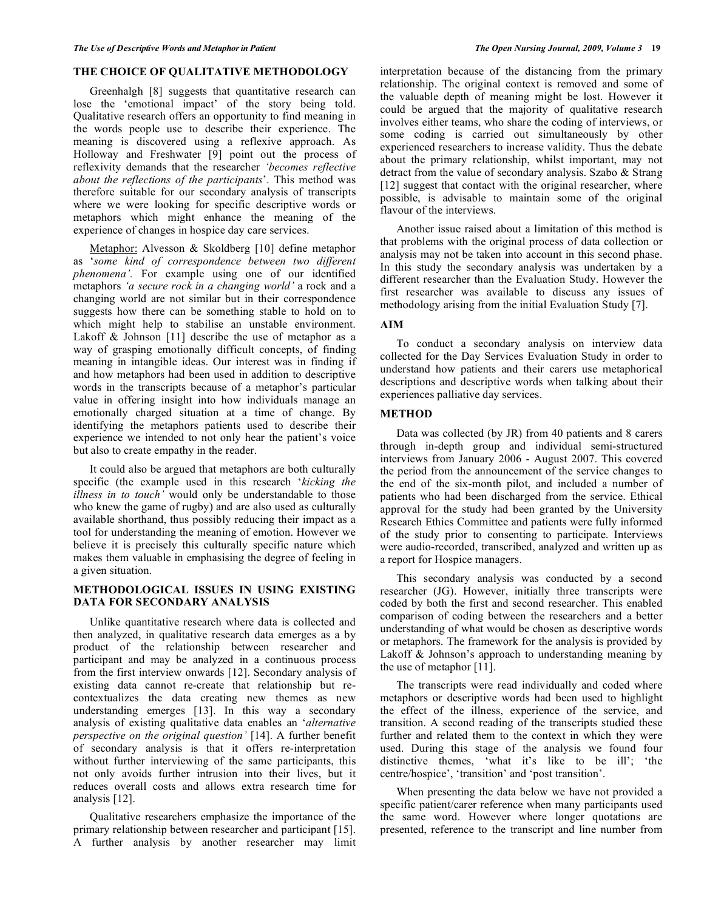## THE CHOICE OF QUALITATIVE METHODOLOGY

Greenhalgh [8] suggests that quantitative research can lose the 'emotional impact' of the story being told. Qualitative research offers an opportunity to find meaning in the words people use to describe their experience. The meaning is discovered using a reflexive approach. As Holloway and Freshwater [9] point out the process of reflexivity demands that the researcher *'becomes reflective about the reflections of the participants*'. This method was therefore suitable for our secondary analysis of transcripts where we were looking for specific descriptive words or metaphors which might enhance the meaning of the experience of changes in hospice day care services.

Metaphor: Alvesson & Skoldberg [10] define metaphor as '*some kind of correspondence between two different phenomena'.* For example using one of our identified metaphors *'a secure rock in a changing world'* a rock and a changing world are not similar but in their correspondence suggests how there can be something stable to hold on to which might help to stabilise an unstable environment. Lakoff & Johnson [11] describe the use of metaphor as a way of grasping emotionally difficult concepts, of finding meaning in intangible ideas. Our interest was in finding if and how metaphors had been used in addition to descriptive words in the transcripts because of a metaphor's particular value in offering insight into how individuals manage an emotionally charged situation at a time of change. By identifying the metaphors patients used to describe their experience we intended to not only hear the patient's voice but also to create empathy in the reader.

It could also be argued that metaphors are both culturally specific (the example used in this research '*kicking the illness in to touch'* would only be understandable to those who knew the game of rugby) and are also used as culturally available shorthand, thus possibly reducing their impact as a tool for understanding the meaning of emotion. However we believe it is precisely this culturally specific nature which makes them valuable in emphasising the degree of feeling in a given situation.

## METHODOLOGICAL ISSUES IN USING EXISTING DATA FOR SECONDARY ANALYSIS

Unlike quantitative research where data is collected and then analyzed, in qualitative research data emerges as a by product of the relationship between researcher and participant and may be analyzed in a continuous process from the first interview onwards [12]. Secondary analysis of existing data cannot re-create that relationship but re-contextualizes the data creating new themes as new understanding emerges [13]. In this way a secondary analysis of existing qualitative data enables an '*alternative perspective on the original question'* [14]. A further benefit of secondary analysis is that it offers re-interpretation without further interviewing of the same participants, this not only avoids further intrusion into their lives, but it reduces overall costs and allows extra research time for analysis [12].

Qualitative researchers emphasize the importance of the primary relationship between researcher and participant [15]. A further analysis by another researcher may limit interpretation because of the distancing from the primary relationship. The original context is removed and some of the valuable depth of meaning might be lost. However it could be argued that the majority of qualitative research involves either teams, who share the coding of interviews, or some coding is carried out simultaneously by other experienced researchers to increase validity. Thus the debate about the primary relationship, whilst important, may not detract from the value of secondary analysis. Szabo & Strang [12] suggest that contact with the original researcher, where possible, is advisable to maintain some of the original flavour of the interviews.

Another issue raised about a limitation of this method is that problems with the original process of data collection or analysis may not be taken into account in this second phase. In this study the secondary analysis was undertaken by a different researcher than the Evaluation Study. However the first researcher was available to discuss any issues of methodology arising from the initial Evaluation Study [7].

## AIM

To conduct a secondary analysis on interview data collected for the Day Services Evaluation Study in order to understand how patients and their carers use metaphorical descriptions and descriptive words when talking about their experiences palliative day services.

## METHOD

Data was collected (by JR) from 40 patients and 8 carers through in-depth group and individual semi-structured interviews from January 2006 - August 2007. This covered the period from the announcement of the service changes to the end of the six-month pilot, and included a number of patients who had been discharged from the service. Ethical approval for the study had been granted by the University Research Ethics Committee and patients were fully informed of the study prior to consenting to participate. Interviews were audio-recorded, transcribed, analyzed and written up as a report for Hospice managers.

This secondary analysis was conducted by a second researcher (JG). However, initially three transcripts were coded by both the first and second researcher. This enabled comparison of coding between the researchers and a better understanding of what would be chosen as descriptive words or metaphors. The framework for the analysis is provided by Lakoff & Johnson's approach to understanding meaning by the use of metaphor [11].

The transcripts were read individually and coded where metaphors or descriptive words had been used to highlight the effect of the illness, experience of the service, and transition. A second reading of the transcripts studied these further and related them to the context in which they were used. During this stage of the analysis we found four distinctive themes, 'what it's like to be ill'; 'the centre/hospice', 'transition' and 'post transition'.

When presenting the data below we have not provided a specific patient/carer reference when many participants used the same word. However where longer quotations are presented, reference to the transcript and line number from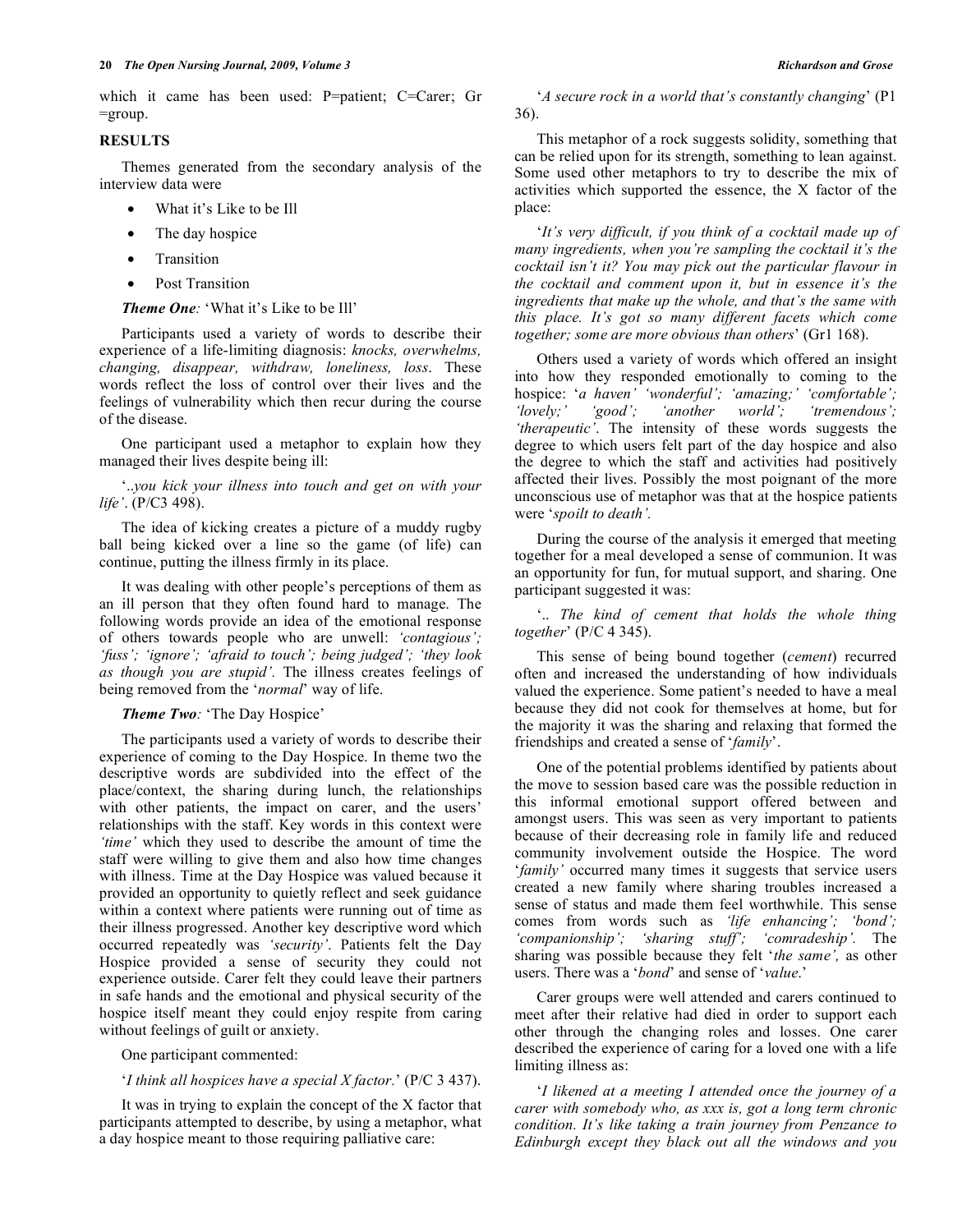which it came has been used: P=patient; C=Carer; Gr =group.

## RESULTS

Themes generated from the secondary analysis of the interview data were

- What it's Like to be Ill
- The day hospice
- Transition
- Post Transition

***Theme One:*** 'What it's Like to be Ill'

Participants used a variety of words to describe their experience of a life-limiting diagnosis: *knocks, overwhelms, changing, disappear, withdraw, loneliness, loss*. These words reflect the loss of control over their lives and the feelings of vulnerability which then recur during the course of the disease.

One participant used a metaphor to explain how they managed their lives despite being ill:

'..*you kick your illness into touch and get on with your life*'. (P/C3 498).

The idea of kicking creates a picture of a muddy rugby ball being kicked over a line so the game (of life) can continue, putting the illness firmly in its place.

It was dealing with other people's perceptions of them as an ill person that they often found hard to manage. The following words provide an idea of the emotional response of others towards people who are unwell: *'contagious'; 'fuss'; 'ignore'; 'afraid to touch'; being judged'; 'they look as though you are stupid'*. The illness creates feelings of being removed from the '*normal*' way of life.

***Theme Two:*** 'The Day Hospice'

The participants used a variety of words to describe their experience of coming to the Day Hospice. In theme two the descriptive words are subdivided into the effect of the place/context, the sharing during lunch, the relationships with other patients, the impact on carer, and the users' relationships with the staff. Key words in this context were *'time'* which they used to describe the amount of time the staff were willing to give them and also how time changes with illness. Time at the Day Hospice was valued because it provided an opportunity to quietly reflect and seek guidance within a context where patients were running out of time as their illness progressed. Another key descriptive word which occurred repeatedly was *'security'*. Patients felt the Day Hospice provided a sense of security they could not experience outside. Carer felt they could leave their partners in safe hands and the emotional and physical security of the hospice itself meant they could enjoy respite from caring without feelings of guilt or anxiety.

One participant commented:

'*I think all hospices have a special X factor.*' (P/C 3 437).

It was in trying to explain the concept of the X factor that participants attempted to describe, by using a metaphor, what a day hospice meant to those requiring palliative care:

'*A secure rock in a world that's constantly changing*' (P1 36).

This metaphor of a rock suggests solidity, something that can be relied upon for its strength, something to lean against. Some used other metaphors to try to describe the mix of activities which supported the essence, the X factor of the place:

'*It's very difficult, if you think of a cocktail made up of many ingredients, when you're sampling the cocktail it's the cocktail isn't it? You may pick out the particular flavour in the cocktail and comment upon it, but in essence it's the ingredients that make up the whole, and that's the same with this place. It's got so many different facets which come together; some are more obvious than others*' (Gr1 168).

Others used a variety of words which offered an insight into how they responded emotionally to coming to the hospice: '*a haven' 'wonderful'; 'amazing;' 'comfortable'; 'lovely;' 'good'; 'another world'; 'tremendous'; 'therapeutic'*. The intensity of these words suggests the degree to which users felt part of the day hospice and also the degree to which the staff and activities had positively affected their lives. Possibly the most poignant of the more unconscious use of metaphor was that at the hospice patients were '*spoilt to death'.*

During the course of the analysis it emerged that meeting together for a meal developed a sense of communion. It was an opportunity for fun, for mutual support, and sharing. One participant suggested it was:

'.. *The kind of cement that holds the whole thing together*' (P/C 4 345).

This sense of being bound together (*cement*) recurred often and increased the understanding of how individuals valued the experience. Some patient's needed to have a meal because they did not cook for themselves at home, but for the majority it was the sharing and relaxing that formed the friendships and created a sense of '*family*'.

One of the potential problems identified by patients about the move to session based care was the possible reduction in this informal emotional support offered between and amongst users. This was seen as very important to patients because of their decreasing role in family life and reduced community involvement outside the Hospice. The word '*family'* occurred many times it suggests that service users created a new family where sharing troubles increased a sense of status and made them feel worthwhile. This sense comes from words such as *'life enhancing'; 'bond'; 'companionship'; 'sharing stuff'; 'comradeship'.* The sharing was possible because they felt '*the same',* as other users. There was a '*bond*' and sense of '*value.*'

Carer groups were well attended and carers continued to meet after their relative had died in order to support each other through the changing roles and losses. One carer described the experience of caring for a loved one with a life limiting illness as:

'*I likened at a meeting I attended once the journey of a carer with somebody who, as xxx is, got a long term chronic condition. It's like taking a train journey from Penzance to Edinburgh except they black out all the windows and you*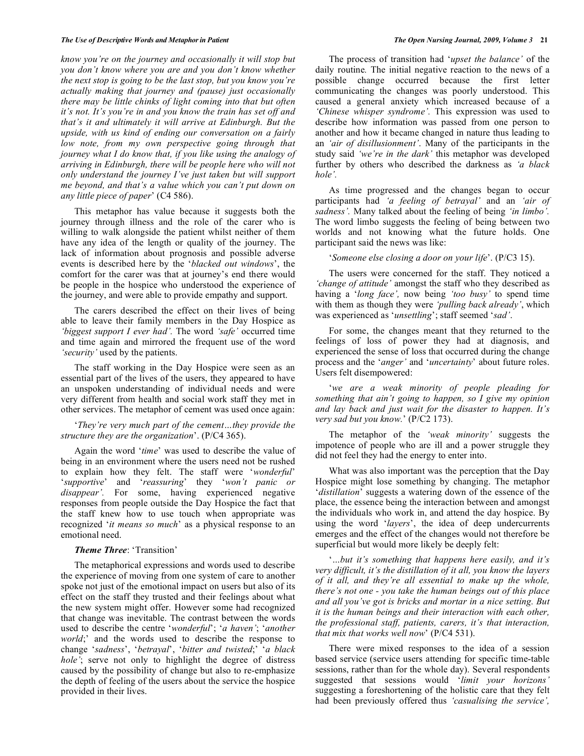*know you're on the journey and occasionally it will stop but you don't know where you are and you don't know whether the next stop is going to be the last stop, but you know you're actually making that journey and (pause) just occasionally there may be little chinks of light coming into that but often it's not. It's you're in and you know the train has set off and that's it and ultimately it will arrive at Edinburgh. But the upside, with us kind of ending our conversation on a fairly low note, from my own perspective going through that journey what I do know that, if you like using the analogy of arriving in Edinburgh, there will be people here who will not only understand the journey I've just taken but will support me beyond, and that's a value which you can't put down on any little piece of paper*' (C4 586).

This metaphor has value because it suggests both the journey through illness and the role of the carer who is willing to walk alongside the patient whilst neither of them have any idea of the length or quality of the journey. The lack of information about prognosis and possible adverse events is described here by the '*blacked out windows*', the comfort for the carer was that at journey's end there would be people in the hospice who understood the experience of the journey, and were able to provide empathy and support.

The carers described the effect on their lives of being able to leave their family members in the Day Hospice as *'biggest support I ever had'.* The word *'safe'* occurred time and time again and mirrored the frequent use of the word *'security'* used by the patients.

The staff working in the Day Hospice were seen as an essential part of the lives of the users, they appeared to have an unspoken understanding of individual needs and were very different from health and social work staff they met in other services. The metaphor of cement was used once again:

'*They're very much part of the cement…they provide the structure they are the organization*'. (P/C4 365).

Again the word '*time*' was used to describe the value of being in an environment where the users need not be rushed to explain how they felt. The staff were '*wonderful*' '*supportive*' and '*reassuring*' they '*won't panic or disappear'.* For some, having experienced negative responses from people outside the Day Hospice the fact that the staff knew how to use touch when appropriate was recognized '*it means so much*' as a physical response to an emotional need.

***Theme Three***: 'Transition'

The metaphorical expressions and words used to describe the experience of moving from one system of care to another spoke not just of the emotional impact on users but also of its effect on the staff they trusted and their feelings about what the new system might offer. However some had recognized that change was inevitable. The contrast between the words used to describe the centre '*wonderful*'; '*a haven'*; '*another world*;' and the words used to describe the response to change '*sadness*', '*betrayal*', '*bitter and twisted*;' '*a black hole'*; serve not only to highlight the degree of distress caused by the possibility of change but also to re-emphasize the depth of feeling of the users about the service the hospice provided in their lives.

The process of transition had '*upset the balance*' of the daily routine*.* The initial negative reaction to the news of a possible change occurred because the first letter communicating the changes was poorly understood. This caused a general anxiety which increased because of a *'Chinese whisper syndrome'.* This expression was used to describe how information was passed from one person to another and how it became changed in nature thus leading to an *'air of disillusionment'*. Many of the participants in the study said *'we're in the dark'* this metaphor was developed further by others who described the darkness as *'a black hole'.*

As time progressed and the changes began to occur participants had *'a feeling of betrayal'* and an *'air of sadness'.* Many talked about the feeling of being *'in limbo'.* The word limbo suggests the feeling of being between two worlds and not knowing what the future holds. One participant said the news was like:

'*Someone else closing a door on your life*'. (P/C3 15).

The users were concerned for the staff. They noticed a *'change of attitude'* amongst the staff who they described as having a '*long face',* now being *'too busy'* to spend time with them as though they were *'pulling back already'*, which was experienced as '*unsettling*'; staff seemed '*sad'*.

For some, the changes meant that they returned to the feelings of loss of power they had at diagnosis, and experienced the sense of loss that occurred during the change process and the '*anger*' and '*uncertainty*' about future roles. Users felt disempowered:

'*we are a weak minority of people pleading for something that ain't going to happen, so I give my opinion and lay back and just wait for the disaster to happen. It's very sad but you know.*' (P/C2 173).

The metaphor of the *'weak minority'* suggests the impotence of people who are ill and a power struggle they did not feel they had the energy to enter into.

What was also important was the perception that the Day Hospice might lose something by changing. The metaphor '*distillation*' suggests a watering down of the essence of the place, the essence being the interaction between and amongst the individuals who work in, and attend the day hospice. By using the word '*layers*', the idea of deep undercurrents emerges and the effect of the changes would not therefore be superficial but would more likely be deeply felt:

'*…but it's something that happens here easily, and it's very difficult, it's the distillation of it all, you know the layers of it all, and they're all essential to make up the whole, there's not one - you take the human beings out of this place and all you've got is bricks and mortar in a nice setting. But it is the human beings and their interaction with each other, the professional staff, patients, carers, it's that interaction, that mix that works well now*' (P/C4 531).

There were mixed responses to the idea of a session based service (service users attending for specific time-table sessions, rather than for the whole day). Several respondents suggested that sessions would '*limit your horizons'* suggesting a foreshortening of the holistic care that they felt had been previously offered thus *'casualising the service',*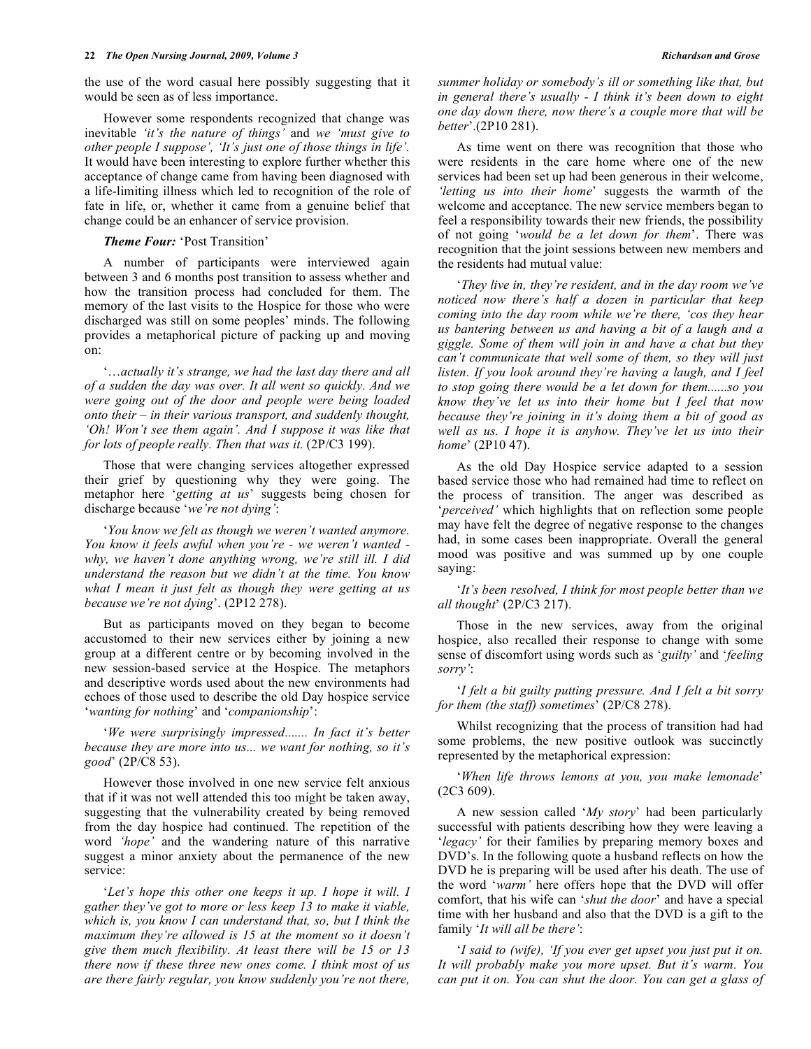the use of the word casual here possibly suggesting that it would be seen as of less importance.

However some respondents recognized that change was inevitable *'it's the nature of things'* and *we 'must give to other people I suppose', 'It's just one of those things in life'.* It would have been interesting to explore further whether this acceptance of change came from having been diagnosed with a life-limiting illness which led to recognition of the role of fate in life, or, whether it came from a genuine belief that change could be an enhancer of service provision.

***Theme Four:*** 'Post Transition'

A number of participants were interviewed again between 3 and 6 months post transition to assess whether and how the transition process had concluded for them. The memory of the last visits to the Hospice for those who were discharged was still on some peoples' minds. The following provides a metaphorical picture of packing up and moving on:

'*…actually it's strange, we had the last day there and all of a sudden the day was over. It all went so quickly. And we were going out of the door and people were being loaded onto their – in their various transport, and suddenly thought, 'Oh! Won't see them again'. And I suppose it was like that for lots of people really. Then that was it.* (2P/C3 199).

Those that were changing services altogether expressed their grief by questioning why they were going. The metaphor here '*getting at us*' suggests being chosen for discharge because '*we're not dying'*:

'*You know we felt as though we weren't wanted anymore. You know it feels awful when you're - we weren't wanted - why, we haven't done anything wrong, we're still ill. I did understand the reason but we didn't at the time. You know what I mean it just felt as though they were getting at us because we're not dying*'. (2P12 278).

But as participants moved on they began to become accustomed to their new services either by joining a new group at a different centre or by becoming involved in the new session-based service at the Hospice. The metaphors and descriptive words used about the new environments had echoes of those used to describe the old Day hospice service '*wanting for nothing*' and '*companionship*':

'*We were surprisingly impressed....... In fact it's better because they are more into us... we want for nothing, so it's good*' (2P/C8 53).

However those involved in one new service felt anxious that if it was not well attended this too might be taken away, suggesting that the vulnerability created by being removed from the day hospice had continued. The repetition of the word *'hope'* and the wandering nature of this narrative suggest a minor anxiety about the permanence of the new service:

'*Let's hope this other one keeps it up. I hope it will. I gather they've got to more or less keep 13 to make it viable, which is, you know I can understand that, so, but I think the maximum they're allowed is 15 at the moment so it doesn't give them much flexibility. At least there will be 15 or 13 there now if these three new ones come. I think most of us are there fairly regular, you know suddenly you're not there, summer holiday or somebody's ill or something like that, but in general there's usually - I think it's been down to eight one day down there, now there's a couple more that will be better*'.(2P10 281).

As time went on there was recognition that those who were residents in the care home where one of the new services had been set up had been generous in their welcome, *'letting us into their home*' suggests the warmth of the welcome and acceptance. The new service members began to feel a responsibility towards their new friends, the possibility of not going '*would be a let down for them*'. There was recognition that the joint sessions between new members and the residents had mutual value:

'*They live in, they're resident, and in the day room we've noticed now there's half a dozen in particular that keep coming into the day room while we're there, 'cos they hear us bantering between us and having a bit of a laugh and a giggle. Some of them will join in and have a chat but they can't communicate that well some of them, so they will just listen. If you look around they're having a laugh, and I feel to stop going there would be a let down for them......so you know they've let us into their home but I feel that now because they're joining in it's doing them a bit of good as well as us. I hope it is anyhow. They've let us into their home*' (2P10 47).

As the old Day Hospice service adapted to a session based service those who had remained had time to reflect on the process of transition. The anger was described as '*perceived'* which highlights that on reflection some people may have felt the degree of negative response to the changes had, in some cases been inappropriate. Overall the general mood was positive and was summed up by one couple saying:

'*It's been resolved, I think for most people better than we all thought*' (2P/C3 217).

Those in the new services, away from the original hospice, also recalled their response to change with some sense of discomfort using words such as '*guilty'* and '*feeling sorry'*:

'*I felt a bit guilty putting pressure. And I felt a bit sorry for them (the staff) sometimes*' (2P/C8 278).

Whilst recognizing that the process of transition had had some problems, the new positive outlook was succinctly represented by the metaphorical expression:

'*When life throws lemons at you, you make lemonade*' (2C3 609).

A new session called '*My story*' had been particularly successful with patients describing how they were leaving a '*legacy'* for their families by preparing memory boxes and DVD's. In the following quote a husband reflects on how the DVD he is preparing will be used after his death. The use of the word '*warm'* here offers hope that the DVD will offer comfort, that his wife can '*shut the door*' and have a special time with her husband and also that the DVD is a gift to the family '*It will all be there'*:

'*I said to (wife), 'If you ever get upset you just put it on. It will probably make you more upset. But it's warm. You can put it on. You can shut the door. You can get a glass of*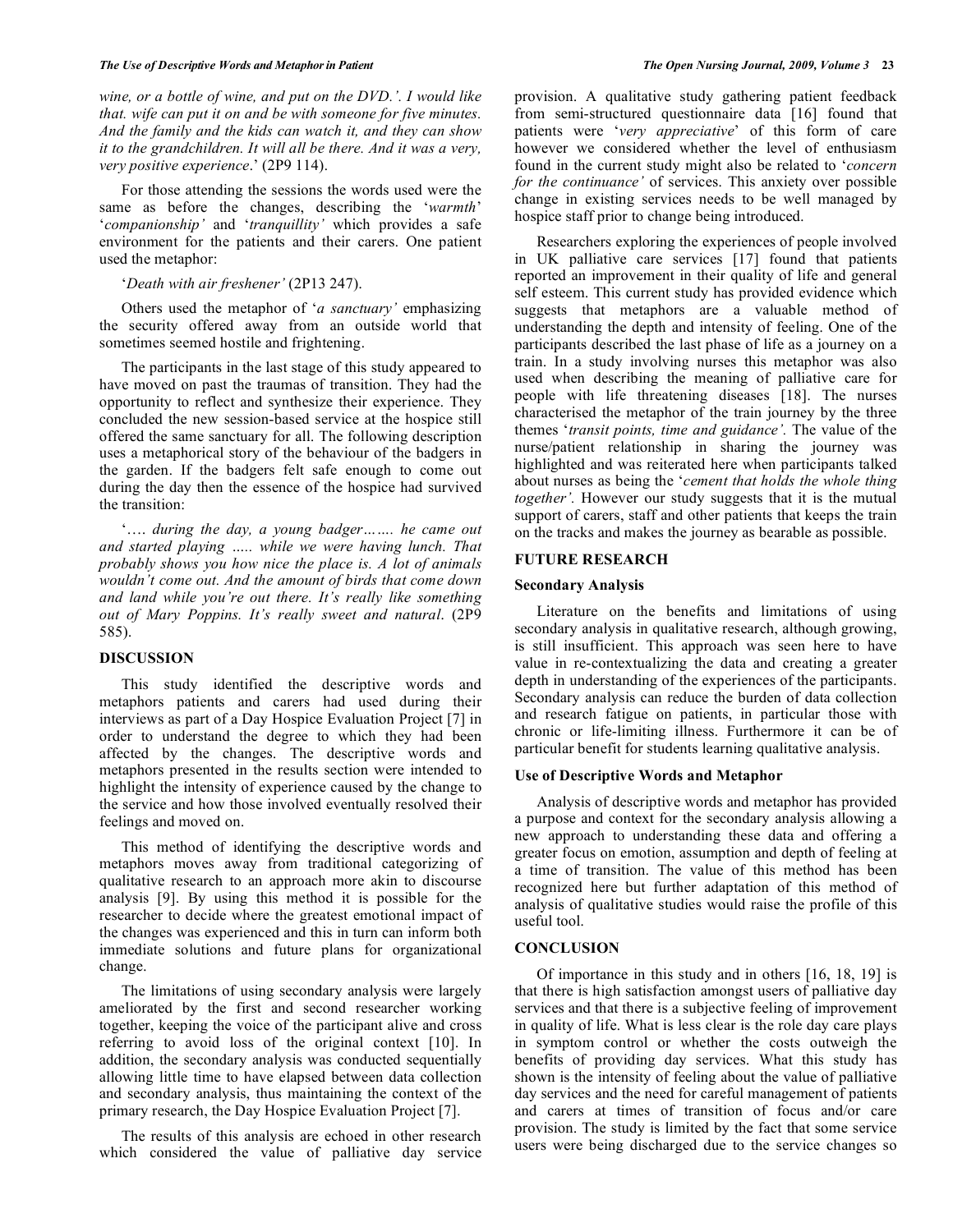*wine, or a bottle of wine, and put on the DVD.'. I would like that. wife can put it on and be with someone for five minutes. And the family and the kids can watch it, and they can show it to the grandchildren. It will all be there. And it was a very, very positive experience*.' (2P9 114).

For those attending the sessions the words used were the same as before the changes, describing the '*warmth*' '*companionship'* and '*tranquillity'* which provides a safe environment for the patients and their carers. One patient used the metaphor:

'*Death with air freshener'* (2P13 247).

Others used the metaphor of '*a sanctuary'* emphasizing the security offered away from an outside world that sometimes seemed hostile and frightening.

The participants in the last stage of this study appeared to have moved on past the traumas of transition. They had the opportunity to reflect and synthesize their experience. They concluded the new session-based service at the hospice still offered the same sanctuary for all. The following description uses a metaphorical story of the behaviour of the badgers in the garden. If the badgers felt safe enough to come out during the day then the essence of the hospice had survived the transition:

'*…. during the day, a young badger……. he came out and started playing ….. while we were having lunch. That probably shows you how nice the place is. A lot of animals wouldn't come out. And the amount of birds that come down and land while you're out there. It's really like something out of Mary Poppins. It's really sweet and natural*. (2P9 585).

## DISCUSSION

This study identified the descriptive words and metaphors patients and carers had used during their interviews as part of a Day Hospice Evaluation Project [7] in order to understand the degree to which they had been affected by the changes. The descriptive words and metaphors presented in the results section were intended to highlight the intensity of experience caused by the change to the service and how those involved eventually resolved their feelings and moved on.

This method of identifying the descriptive words and metaphors moves away from traditional categorizing of qualitative research to an approach more akin to discourse analysis [9]. By using this method it is possible for the researcher to decide where the greatest emotional impact of the changes was experienced and this in turn can inform both immediate solutions and future plans for organizational change.

The limitations of using secondary analysis were largely ameliorated by the first and second researcher working together, keeping the voice of the participant alive and cross referring to avoid loss of the original context [10]. In addition, the secondary analysis was conducted sequentially allowing little time to have elapsed between data collection and secondary analysis, thus maintaining the context of the primary research, the Day Hospice Evaluation Project [7].

The results of this analysis are echoed in other research which considered the value of palliative day service provision. A qualitative study gathering patient feedback from semi-structured questionnaire data [16] found that patients were '*very appreciative*' of this form of care however we considered whether the level of enthusiasm found in the current study might also be related to '*concern for the continuance'* of services. This anxiety over possible change in existing services needs to be well managed by hospice staff prior to change being introduced.

Researchers exploring the experiences of people involved in UK palliative care services [17] found that patients reported an improvement in their quality of life and general self esteem. This current study has provided evidence which suggests that metaphors are a valuable method of understanding the depth and intensity of feeling. One of the participants described the last phase of life as a journey on a train. In a study involving nurses this metaphor was also used when describing the meaning of palliative care for people with life threatening diseases [18]. The nurses characterised the metaphor of the train journey by the three themes '*transit points, time and guidance'.* The value of the nurse/patient relationship in sharing the journey was highlighted and was reiterated here when participants talked about nurses as being the '*cement that holds the whole thing together'*. However our study suggests that it is the mutual support of carers, staff and other patients that keeps the train on the tracks and makes the journey as bearable as possible.

## FUTURE RESEARCH

### Secondary Analysis

Literature on the benefits and limitations of using secondary analysis in qualitative research, although growing, is still insufficient. This approach was seen here to have value in re-contextualizing the data and creating a greater depth in understanding of the experiences of the participants. Secondary analysis can reduce the burden of data collection and research fatigue on patients, in particular those with chronic or life-limiting illness. Furthermore it can be of particular benefit for students learning qualitative analysis.

### Use of Descriptive Words and Metaphor

Analysis of descriptive words and metaphor has provided a purpose and context for the secondary analysis allowing a new approach to understanding these data and offering a greater focus on emotion, assumption and depth of feeling at a time of transition. The value of this method has been recognized here but further adaptation of this method of analysis of qualitative studies would raise the profile of this useful tool.

## CONCLUSION

Of importance in this study and in others [16, 18, 19] is that there is high satisfaction amongst users of palliative day services and that there is a subjective feeling of improvement in quality of life. What is less clear is the role day care plays in symptom control or whether the costs outweigh the benefits of providing day services. What this study has shown is the intensity of feeling about the value of palliative day services and the need for careful management of patients and carers at times of transition of focus and/or care provision. The study is limited by the fact that some service users were being discharged due to the service changes so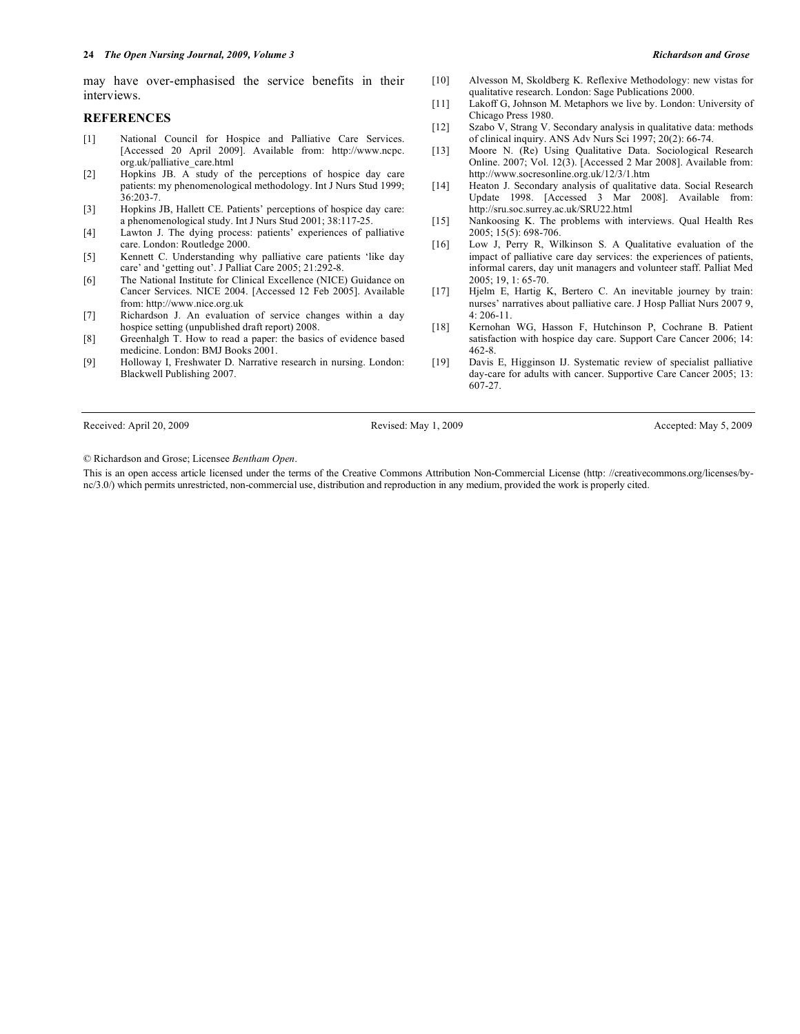may have over-emphasised the service benefits in their interviews.

## REFERENCES

[1] National Council for Hospice and Palliative Care Services. [Accessed 20 April 2009]. Available from: http://www.ncpc.org.uk/palliative_care.html

[2] Hopkins JB. A study of the perceptions of hospice day care patients: my phenomenological methodology. Int J Nurs Stud 1999; 36:203-7.

[3] Hopkins JB, Hallett CE. Patients' perceptions of hospice day care: a phenomenological study. Int J Nurs Stud 2001; 38:117-25.

[4] Lawton J. The dying process: patients' experiences of palliative care. London: Routledge 2000.

[5] Kennett C. Understanding why palliative care patients 'like day care' and 'getting out'. J Palliat Care 2005; 21:292-8.

[6] The National Institute for Clinical Excellence (NICE) Guidance on Cancer Services. NICE 2004. [Accessed 12 Feb 2005]. Available from: http://www.nice.org.uk

[7] Richardson J. An evaluation of service changes within a day hospice setting (unpublished draft report) 2008.

[8] Greenhalgh T. How to read a paper: the basics of evidence based medicine. London: BMJ Books 2001.

[9] Holloway I, Freshwater D. Narrative research in nursing. London: Blackwell Publishing 2007.

[10] Alvesson M, Skoldberg K. Reflexive Methodology: new vistas for qualitative research. London: Sage Publications 2000.

[11] Lakoff G, Johnson M. Metaphors we live by. London: University of Chicago Press 1980.

[12] Szabo V, Strang V. Secondary analysis in qualitative data: methods of clinical inquiry. ANS Adv Nurs Sci 1997; 20(2): 66-74.

[13] Moore N. (Re) Using Qualitative Data. Sociological Research Online. 2007; Vol. 12(3). [Accessed 2 Mar 2008]. Available from: http://www.socresonline.org.uk/12/3/1.htm

[14] Heaton J. Secondary analysis of qualitative data. Social Research Update 1998. [Accessed 3 Mar 2008]. Available from: http://sru.soc.surrey.ac.uk/SRU22.html

[15] Nankoosing K. The problems with interviews. Qual Health Res 2005; 15(5): 698-706.

[16] Low J, Perry R, Wilkinson S. A Qualitative evaluation of the impact of palliative care day services: the experiences of patients, informal carers, day unit managers and volunteer staff. Palliat Med 2005; 19, 1: 65-70.

[17] Hjelm E, Hartig K, Bertero C. An inevitable journey by train: nurses' narratives about palliative care. J Hosp Palliat Nurs 2007 9, 4: 206-11.

[18] Kernohan WG, Hasson F, Hutchinson P, Cochrane B. Patient satisfaction with hospice day care. Support Care Cancer 2006; 14: 462-8.

[19] Davis E, Higginson IJ. Systematic review of specialist palliative day-care for adults with cancer. Supportive Care Cancer 2005; 13: 607-27.

Received: April 20, 2009 Revised: May 1, 2009 Accepted: May 5, 2009

© Richardson and Grose; Licensee *Bentham Open*.

This is an open access article licensed under the terms of the Creative Commons Attribution Non-Commercial License (http: //creativecommons.org/licenses/by-nc/3.0/) which permits unrestricted, non-commercial use, distribution and reproduction in any medium, provided the work is properly cited.